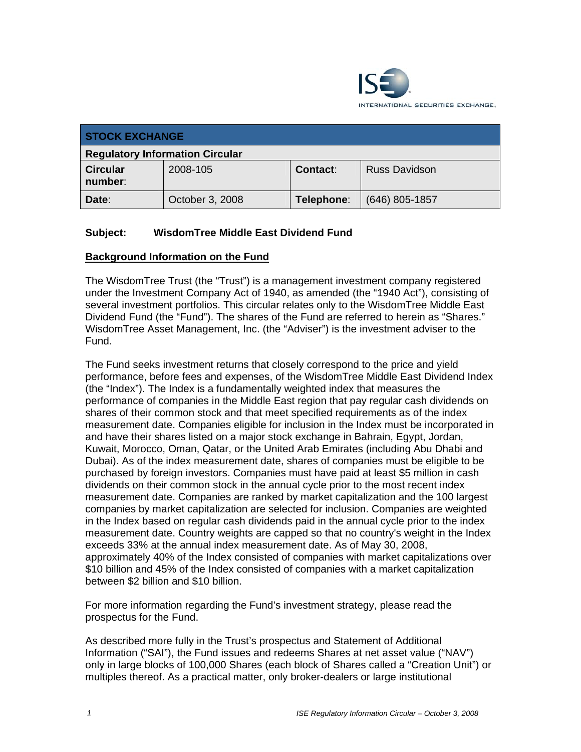INTERNATIONAL SECURITIES EXCHANGE.

| STOCK EXCHANGE | | | |
|---|---|---|---|
| **Regulatory Information Circular** | | | |
| **Circular number**: | 2008-105 | **Contact**: | Russ Davidson |
| **Date**: | October 3, 2008 | **Telephone**: | (646) 805-1857 |

**Subject: WisdomTree Middle East Dividend Fund**

## Background Information on the Fund

The WisdomTree Trust (the "Trust") is a management investment company registered under the Investment Company Act of 1940, as amended (the "1940 Act"), consisting of several investment portfolios. This circular relates only to the WisdomTree Middle East Dividend Fund (the "Fund"). The shares of the Fund are referred to herein as "Shares." WisdomTree Asset Management, Inc. (the "Adviser") is the investment adviser to the Fund.

The Fund seeks investment returns that closely correspond to the price and yield performance, before fees and expenses, of the WisdomTree Middle East Dividend Index (the "Index"). The Index is a fundamentally weighted index that measures the performance of companies in the Middle East region that pay regular cash dividends on shares of their common stock and that meet specified requirements as of the index measurement date. Companies eligible for inclusion in the Index must be incorporated in and have their shares listed on a major stock exchange in Bahrain, Egypt, Jordan, Kuwait, Morocco, Oman, Qatar, or the United Arab Emirates (including Abu Dhabi and Dubai). As of the index measurement date, shares of companies must be eligible to be purchased by foreign investors. Companies must have paid at least $5 million in cash dividends on their common stock in the annual cycle prior to the most recent index measurement date. Companies are ranked by market capitalization and the 100 largest companies by market capitalization are selected for inclusion. Companies are weighted in the Index based on regular cash dividends paid in the annual cycle prior to the index measurement date. Country weights are capped so that no country's weight in the Index exceeds 33% at the annual index measurement date. As of May 30, 2008, approximately 40% of the Index consisted of companies with market capitalizations over $10 billion and 45% of the Index consisted of companies with a market capitalization between $2 billion and $10 billion.

For more information regarding the Fund's investment strategy, please read the prospectus for the Fund.

As described more fully in the Trust's prospectus and Statement of Additional Information ("SAI"), the Fund issues and redeems Shares at net asset value ("NAV") only in large blocks of 100,000 Shares (each block of Shares called a "Creation Unit") or multiples thereof. As a practical matter, only broker-dealers or large institutional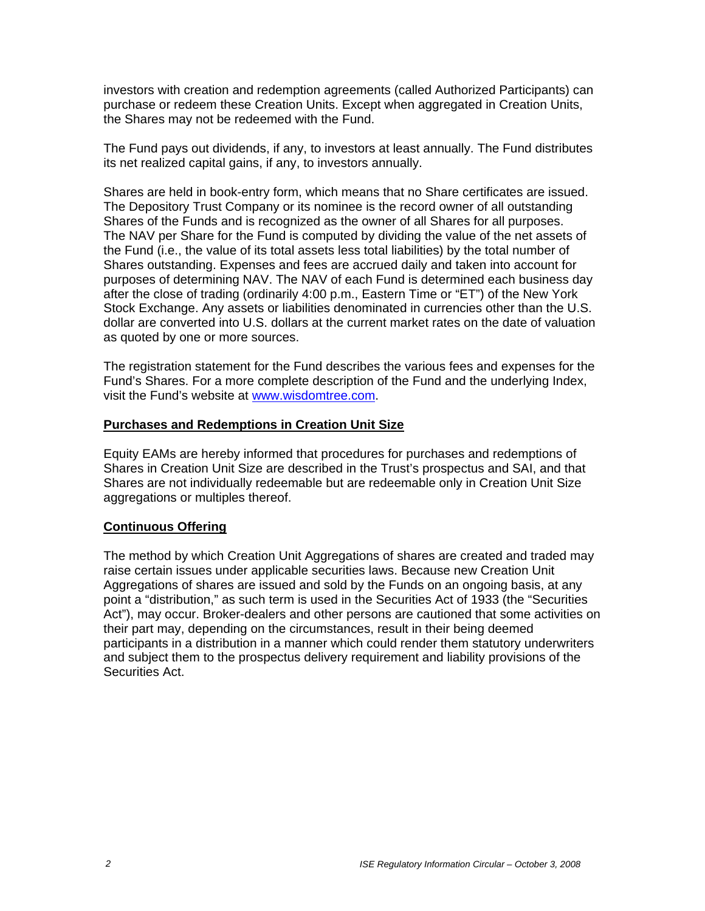investors with creation and redemption agreements (called Authorized Participants) can purchase or redeem these Creation Units. Except when aggregated in Creation Units, the Shares may not be redeemed with the Fund.

The Fund pays out dividends, if any, to investors at least annually. The Fund distributes its net realized capital gains, if any, to investors annually.

Shares are held in book-entry form, which means that no Share certificates are issued. The Depository Trust Company or its nominee is the record owner of all outstanding Shares of the Funds and is recognized as the owner of all Shares for all purposes. The NAV per Share for the Fund is computed by dividing the value of the net assets of the Fund (i.e., the value of its total assets less total liabilities) by the total number of Shares outstanding. Expenses and fees are accrued daily and taken into account for purposes of determining NAV. The NAV of each Fund is determined each business day after the close of trading (ordinarily 4:00 p.m., Eastern Time or "ET") of the New York Stock Exchange. Any assets or liabilities denominated in currencies other than the U.S. dollar are converted into U.S. dollars at the current market rates on the date of valuation as quoted by one or more sources.

The registration statement for the Fund describes the various fees and expenses for the Fund's Shares. For a more complete description of the Fund and the underlying Index, visit the Fund's website at www.wisdomtree.com.

**Purchases and Redemptions in Creation Unit Size**

Equity EAMs are hereby informed that procedures for purchases and redemptions of Shares in Creation Unit Size are described in the Trust's prospectus and SAI, and that Shares are not individually redeemable but are redeemable only in Creation Unit Size aggregations or multiples thereof.

**Continuous Offering**

The method by which Creation Unit Aggregations of shares are created and traded may raise certain issues under applicable securities laws. Because new Creation Unit Aggregations of shares are issued and sold by the Funds on an ongoing basis, at any point a "distribution," as such term is used in the Securities Act of 1933 (the "Securities Act"), may occur. Broker-dealers and other persons are cautioned that some activities on their part may, depending on the circumstances, result in their being deemed participants in a distribution in a manner which could render them statutory underwriters and subject them to the prospectus delivery requirement and liability provisions of the Securities Act.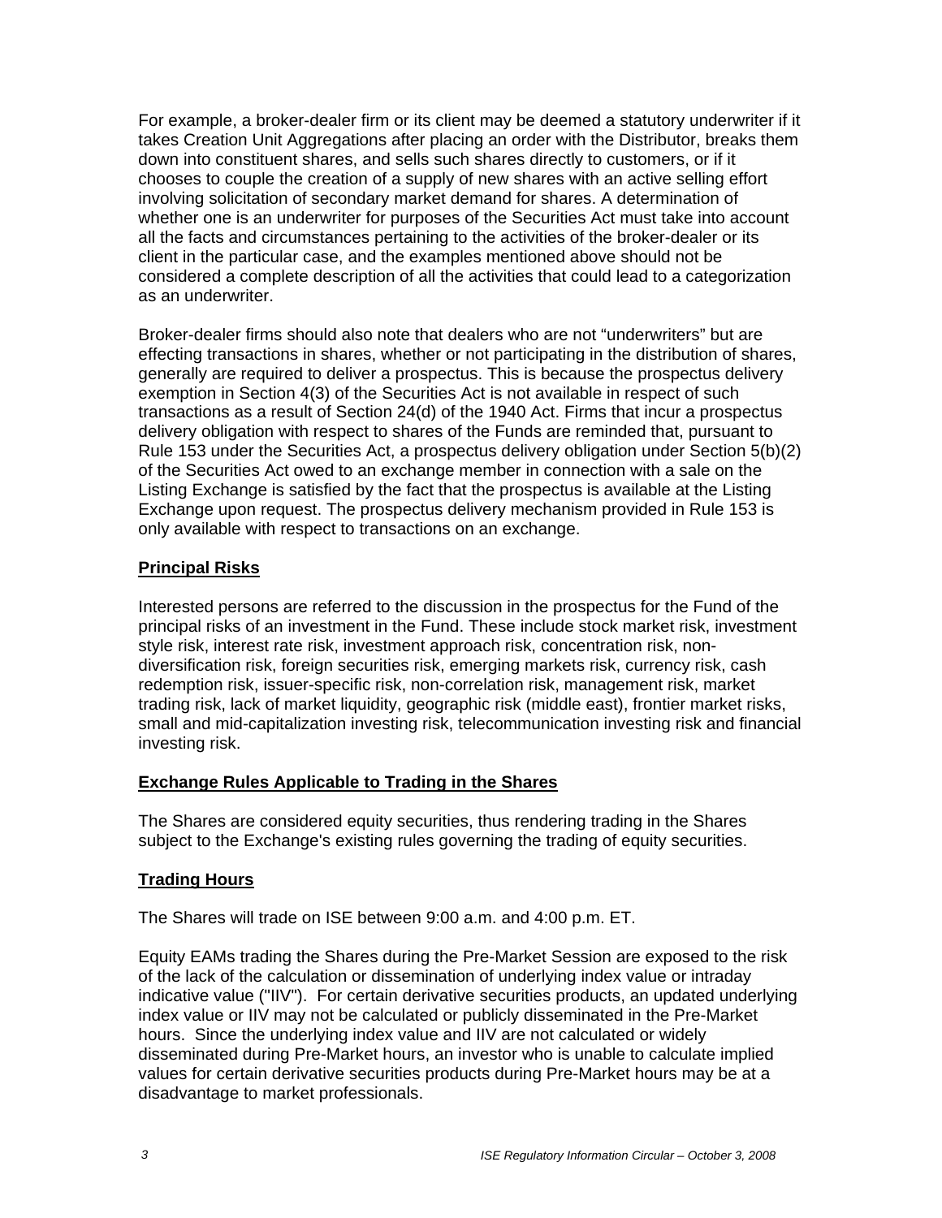For example, a broker-dealer firm or its client may be deemed a statutory underwriter if it takes Creation Unit Aggregations after placing an order with the Distributor, breaks them down into constituent shares, and sells such shares directly to customers, or if it chooses to couple the creation of a supply of new shares with an active selling effort involving solicitation of secondary market demand for shares. A determination of whether one is an underwriter for purposes of the Securities Act must take into account all the facts and circumstances pertaining to the activities of the broker-dealer or its client in the particular case, and the examples mentioned above should not be considered a complete description of all the activities that could lead to a categorization as an underwriter.

Broker-dealer firms should also note that dealers who are not "underwriters" but are effecting transactions in shares, whether or not participating in the distribution of shares, generally are required to deliver a prospectus. This is because the prospectus delivery exemption in Section 4(3) of the Securities Act is not available in respect of such transactions as a result of Section 24(d) of the 1940 Act. Firms that incur a prospectus delivery obligation with respect to shares of the Funds are reminded that, pursuant to Rule 153 under the Securities Act, a prospectus delivery obligation under Section 5(b)(2) of the Securities Act owed to an exchange member in connection with a sale on the Listing Exchange is satisfied by the fact that the prospectus is available at the Listing Exchange upon request. The prospectus delivery mechanism provided in Rule 153 is only available with respect to transactions on an exchange.

## Principal Risks

Interested persons are referred to the discussion in the prospectus for the Fund of the principal risks of an investment in the Fund. These include stock market risk, investment style risk, interest rate risk, investment approach risk, concentration risk, non-diversification risk, foreign securities risk, emerging markets risk, currency risk, cash redemption risk, issuer-specific risk, non-correlation risk, management risk, market trading risk, lack of market liquidity, geographic risk (middle east), frontier market risks, small and mid-capitalization investing risk, telecommunication investing risk and financial investing risk.

## Exchange Rules Applicable to Trading in the Shares

The Shares are considered equity securities, thus rendering trading in the Shares subject to the Exchange's existing rules governing the trading of equity securities.

## Trading Hours

The Shares will trade on ISE between 9:00 a.m. and 4:00 p.m. ET.

Equity EAMs trading the Shares during the Pre-Market Session are exposed to the risk of the lack of the calculation or dissemination of underlying index value or intraday indicative value ("IIV"). For certain derivative securities products, an updated underlying index value or IIV may not be calculated or publicly disseminated in the Pre-Market hours. Since the underlying index value and IIV are not calculated or widely disseminated during Pre-Market hours, an investor who is unable to calculate implied values for certain derivative securities products during Pre-Market hours may be at a disadvantage to market professionals.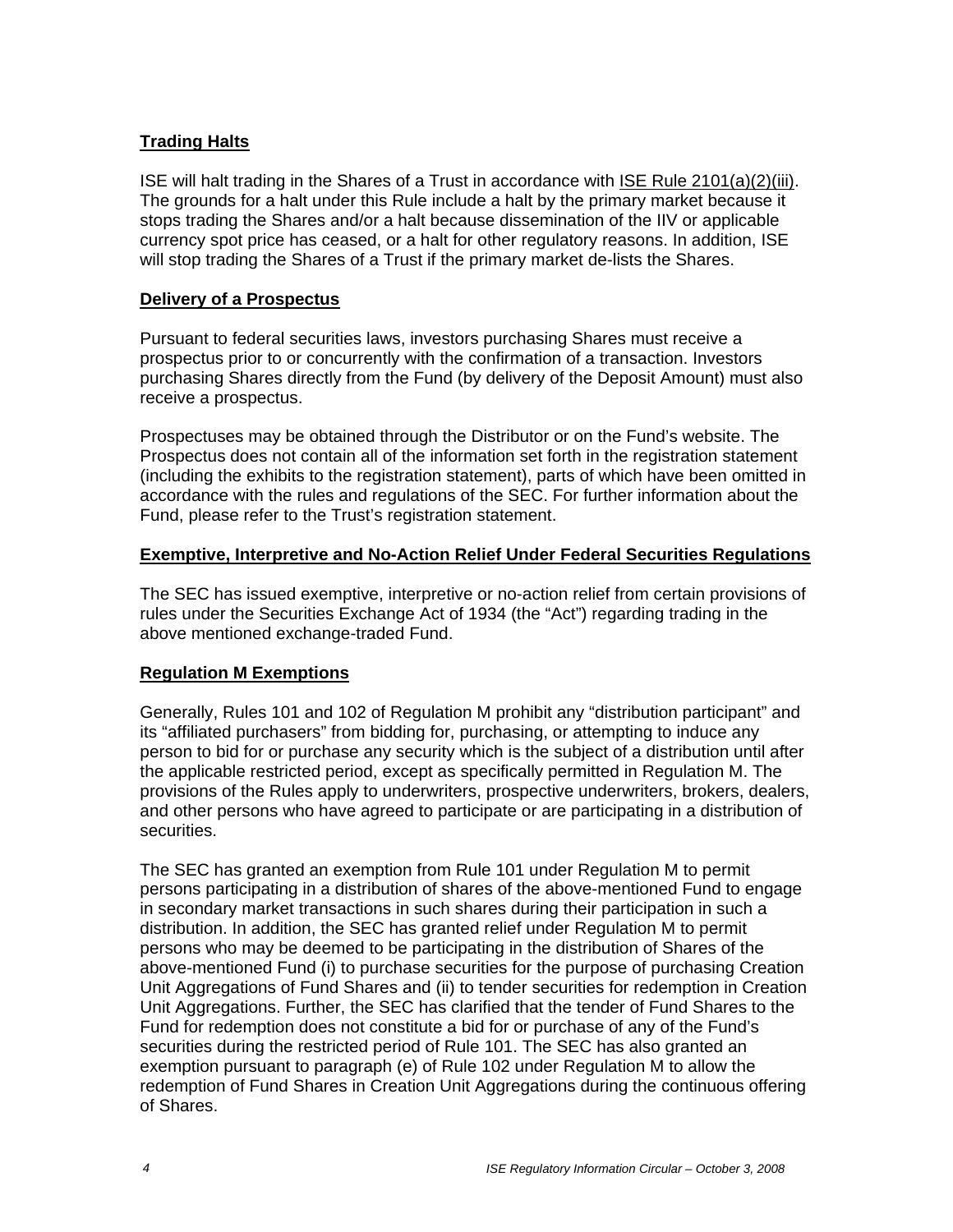**Trading Halts**

ISE will halt trading in the Shares of a Trust in accordance with ISE Rule 2101(a)(2)(iii). The grounds for a halt under this Rule include a halt by the primary market because it stops trading the Shares and/or a halt because dissemination of the IIV or applicable currency spot price has ceased, or a halt for other regulatory reasons. In addition, ISE will stop trading the Shares of a Trust if the primary market de-lists the Shares.

**Delivery of a Prospectus**

Pursuant to federal securities laws, investors purchasing Shares must receive a prospectus prior to or concurrently with the confirmation of a transaction. Investors purchasing Shares directly from the Fund (by delivery of the Deposit Amount) must also receive a prospectus.

Prospectuses may be obtained through the Distributor or on the Fund's website. The Prospectus does not contain all of the information set forth in the registration statement (including the exhibits to the registration statement), parts of which have been omitted in accordance with the rules and regulations of the SEC. For further information about the Fund, please refer to the Trust's registration statement.

**Exemptive, Interpretive and No-Action Relief Under Federal Securities Regulations**

The SEC has issued exemptive, interpretive or no-action relief from certain provisions of rules under the Securities Exchange Act of 1934 (the "Act") regarding trading in the above mentioned exchange-traded Fund.

**Regulation M Exemptions**

Generally, Rules 101 and 102 of Regulation M prohibit any "distribution participant" and its "affiliated purchasers" from bidding for, purchasing, or attempting to induce any person to bid for or purchase any security which is the subject of a distribution until after the applicable restricted period, except as specifically permitted in Regulation M. The provisions of the Rules apply to underwriters, prospective underwriters, brokers, dealers, and other persons who have agreed to participate or are participating in a distribution of securities.

The SEC has granted an exemption from Rule 101 under Regulation M to permit persons participating in a distribution of shares of the above-mentioned Fund to engage in secondary market transactions in such shares during their participation in such a distribution. In addition, the SEC has granted relief under Regulation M to permit persons who may be deemed to be participating in the distribution of Shares of the above-mentioned Fund (i) to purchase securities for the purpose of purchasing Creation Unit Aggregations of Fund Shares and (ii) to tender securities for redemption in Creation Unit Aggregations. Further, the SEC has clarified that the tender of Fund Shares to the Fund for redemption does not constitute a bid for or purchase of any of the Fund's securities during the restricted period of Rule 101. The SEC has also granted an exemption pursuant to paragraph (e) of Rule 102 under Regulation M to allow the redemption of Fund Shares in Creation Unit Aggregations during the continuous offering of Shares.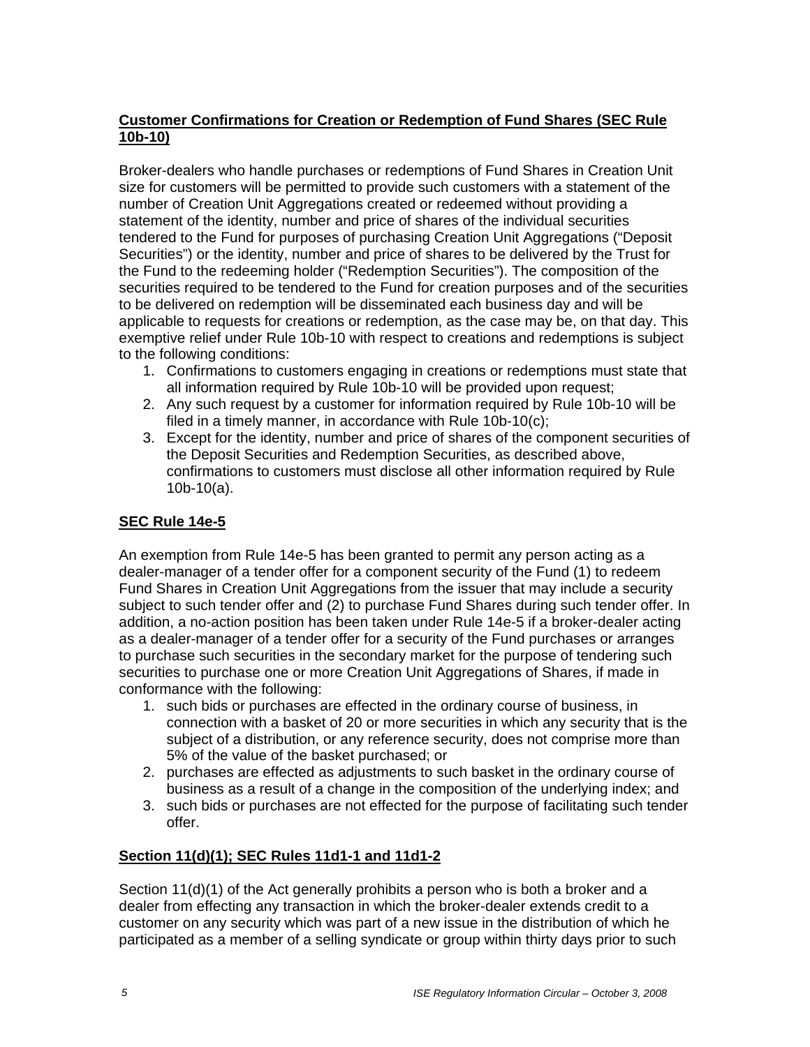## Customer Confirmations for Creation or Redemption of Fund Shares (SEC Rule 10b-10)

Broker-dealers who handle purchases or redemptions of Fund Shares in Creation Unit size for customers will be permitted to provide such customers with a statement of the number of Creation Unit Aggregations created or redeemed without providing a statement of the identity, number and price of shares of the individual securities tendered to the Fund for purposes of purchasing Creation Unit Aggregations ("Deposit Securities") or the identity, number and price of shares to be delivered by the Trust for the Fund to the redeeming holder ("Redemption Securities"). The composition of the securities required to be tendered to the Fund for creation purposes and of the securities to be delivered on redemption will be disseminated each business day and will be applicable to requests for creations or redemption, as the case may be, on that day. This exemptive relief under Rule 10b-10 with respect to creations and redemptions is subject to the following conditions:

1. Confirmations to customers engaging in creations or redemptions must state that all information required by Rule 10b-10 will be provided upon request;
2. Any such request by a customer for information required by Rule 10b-10 will be filed in a timely manner, in accordance with Rule 10b-10(c);
3. Except for the identity, number and price of shares of the component securities of the Deposit Securities and Redemption Securities, as described above, confirmations to customers must disclose all other information required by Rule 10b-10(a).

## SEC Rule 14e-5

An exemption from Rule 14e-5 has been granted to permit any person acting as a dealer-manager of a tender offer for a component security of the Fund (1) to redeem Fund Shares in Creation Unit Aggregations from the issuer that may include a security subject to such tender offer and (2) to purchase Fund Shares during such tender offer. In addition, a no-action position has been taken under Rule 14e-5 if a broker-dealer acting as a dealer-manager of a tender offer for a security of the Fund purchases or arranges to purchase such securities in the secondary market for the purpose of tendering such securities to purchase one or more Creation Unit Aggregations of Shares, if made in conformance with the following:

1. such bids or purchases are effected in the ordinary course of business, in connection with a basket of 20 or more securities in which any security that is the subject of a distribution, or any reference security, does not comprise more than 5% of the value of the basket purchased; or
2. purchases are effected as adjustments to such basket in the ordinary course of business as a result of a change in the composition of the underlying index; and
3. such bids or purchases are not effected for the purpose of facilitating such tender offer.

## Section 11(d)(1); SEC Rules 11d1-1 and 11d1-2

Section 11(d)(1) of the Act generally prohibits a person who is both a broker and a dealer from effecting any transaction in which the broker-dealer extends credit to a customer on any security which was part of a new issue in the distribution of which he participated as a member of a selling syndicate or group within thirty days prior to such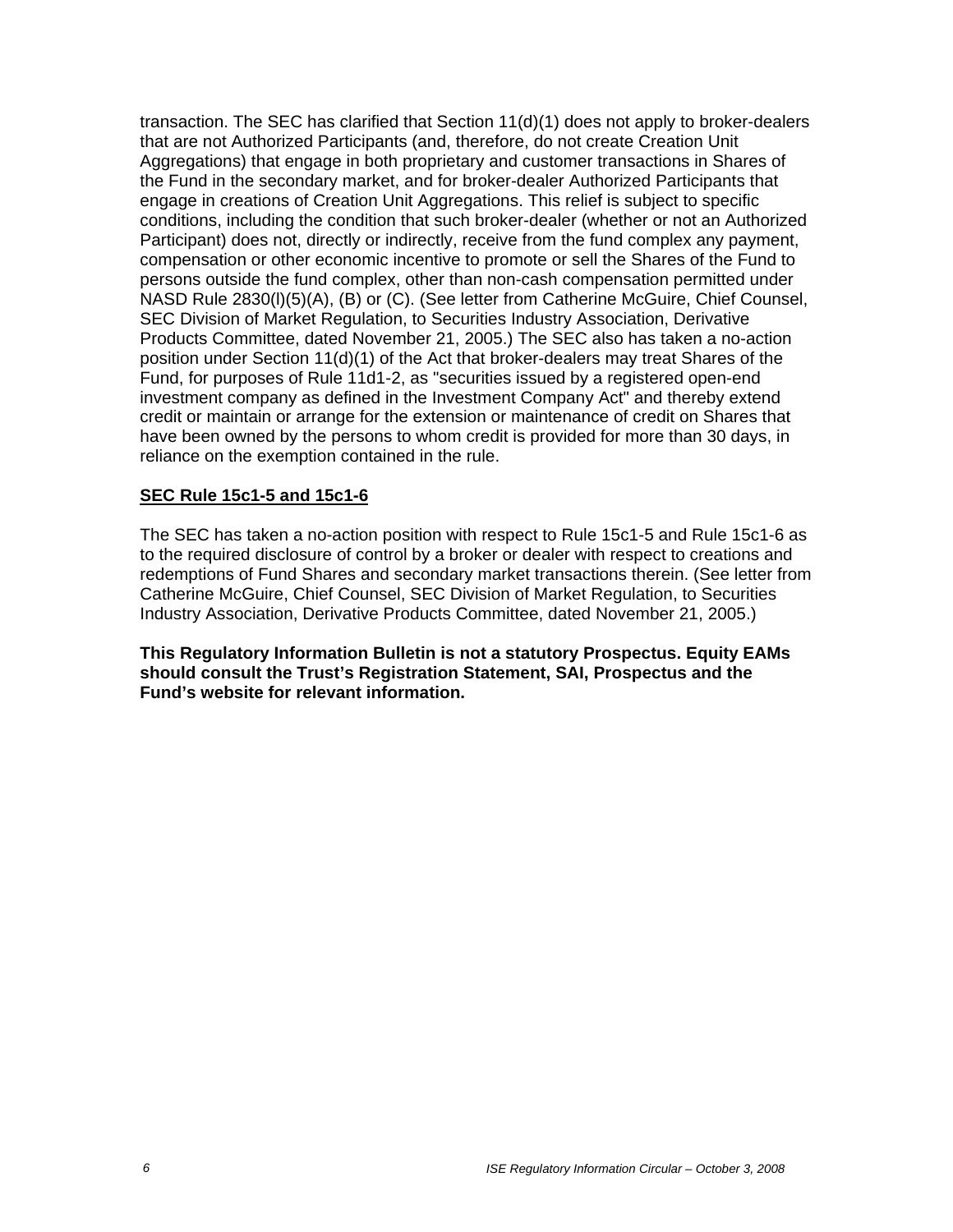transaction. The SEC has clarified that Section 11(d)(1) does not apply to broker-dealers that are not Authorized Participants (and, therefore, do not create Creation Unit Aggregations) that engage in both proprietary and customer transactions in Shares of the Fund in the secondary market, and for broker-dealer Authorized Participants that engage in creations of Creation Unit Aggregations. This relief is subject to specific conditions, including the condition that such broker-dealer (whether or not an Authorized Participant) does not, directly or indirectly, receive from the fund complex any payment, compensation or other economic incentive to promote or sell the Shares of the Fund to persons outside the fund complex, other than non-cash compensation permitted under NASD Rule 2830(l)(5)(A), (B) or (C). (See letter from Catherine McGuire, Chief Counsel, SEC Division of Market Regulation, to Securities Industry Association, Derivative Products Committee, dated November 21, 2005.) The SEC also has taken a no-action position under Section 11(d)(1) of the Act that broker-dealers may treat Shares of the Fund, for purposes of Rule 11d1-2, as "securities issued by a registered open-end investment company as defined in the Investment Company Act" and thereby extend credit or maintain or arrange for the extension or maintenance of credit on Shares that have been owned by the persons to whom credit is provided for more than 30 days, in reliance on the exemption contained in the rule.

**SEC Rule 15c1-5 and 15c1-6**

The SEC has taken a no-action position with respect to Rule 15c1-5 and Rule 15c1-6 as to the required disclosure of control by a broker or dealer with respect to creations and redemptions of Fund Shares and secondary market transactions therein. (See letter from Catherine McGuire, Chief Counsel, SEC Division of Market Regulation, to Securities Industry Association, Derivative Products Committee, dated November 21, 2005.)

**This Regulatory Information Bulletin is not a statutory Prospectus. Equity EAMs should consult the Trust's Registration Statement, SAI, Prospectus and the Fund's website for relevant information.**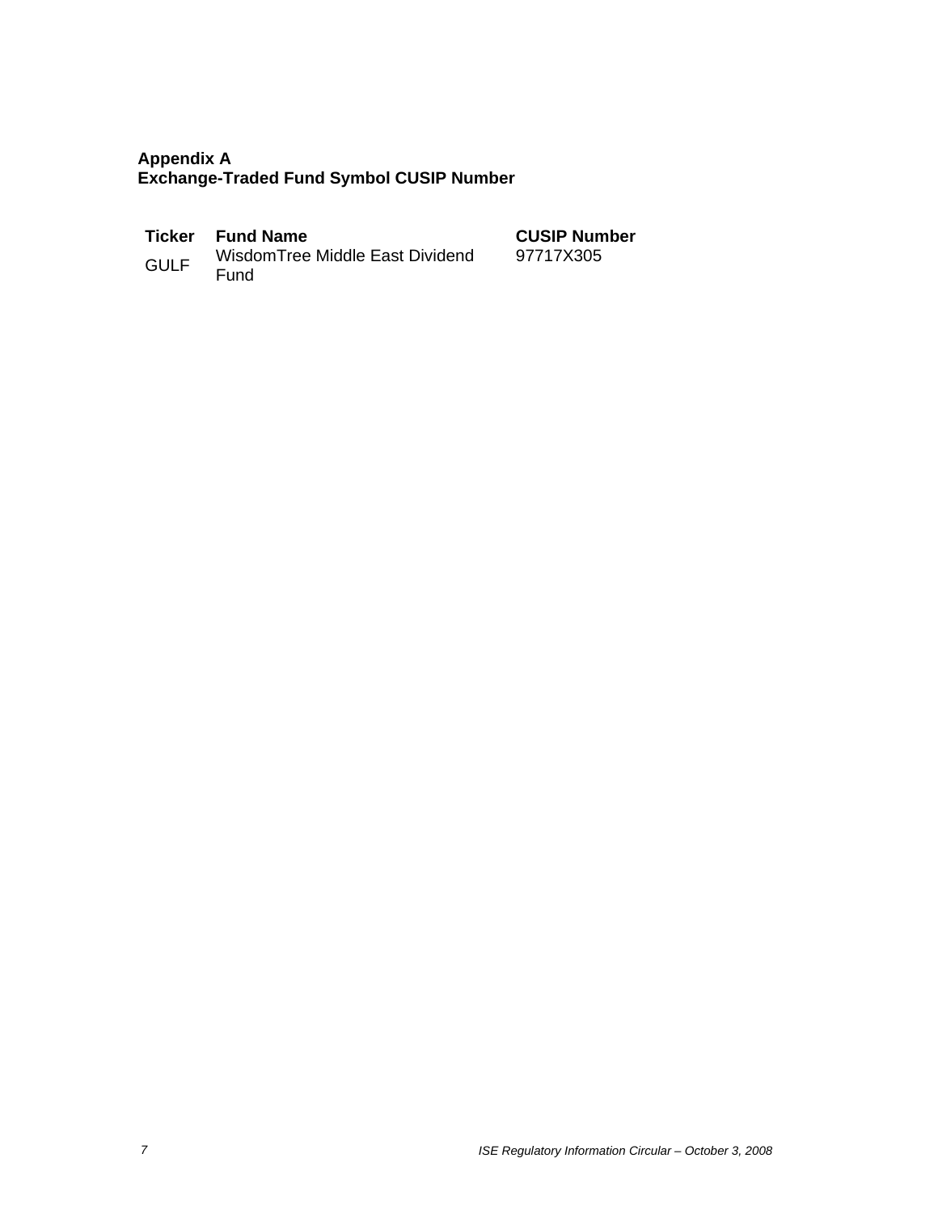**Appendix A**
**Exchange-Traded Fund Symbol CUSIP Number**

| Ticker | Fund Name | CUSIP Number |
|---|---|---|
| GULF | WisdomTree Middle East Dividend Fund | 97717X305 |